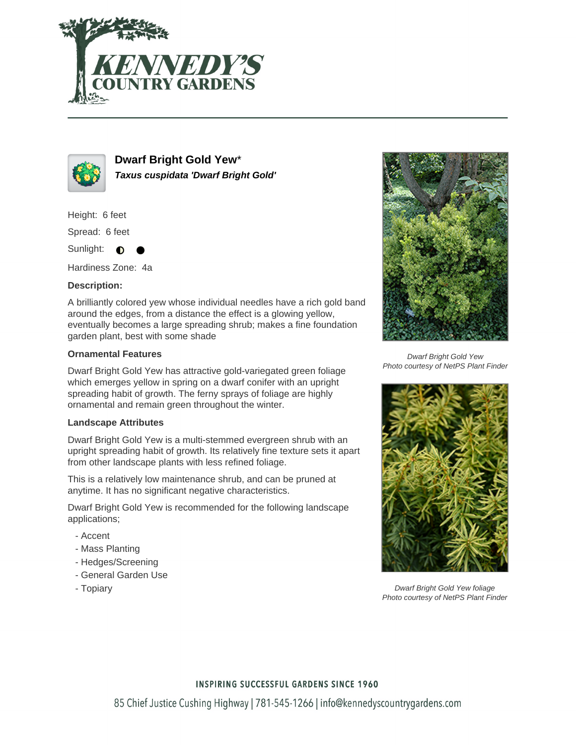# Dwarf Bright Gold Yew*

***Taxus cuspidata 'Dwarf Bright Gold'***

Height: 6 feet

Spread: 6 feet

Sunlight: ◐ ●

Hardiness Zone: 4a

**Description:**

A brilliantly colored yew whose individual needles have a rich gold band around the edges, from a distance the effect is a glowing yellow, eventually becomes a large spreading shrub; makes a fine foundation garden plant, best with some shade

**Ornamental Features**

Dwarf Bright Gold Yew has attractive gold-variegated green foliage which emerges yellow in spring on a dwarf conifer with an upright spreading habit of growth. The ferny sprays of foliage are highly ornamental and remain green throughout the winter.

**Landscape Attributes**

Dwarf Bright Gold Yew is a multi-stemmed evergreen shrub with an upright spreading habit of growth. Its relatively fine texture sets it apart from other landscape plants with less refined foliage.

This is a relatively low maintenance shrub, and can be pruned at anytime. It has no significant negative characteristics.

Dwarf Bright Gold Yew is recommended for the following landscape applications;

- Accent
- Mass Planting
- Hedges/Screening
- General Garden Use
- Topiary

*Dwarf Bright Gold Yew*
*Photo courtesy of NetPS Plant Finder*

*Dwarf Bright Gold Yew foliage*
*Photo courtesy of NetPS Plant Finder*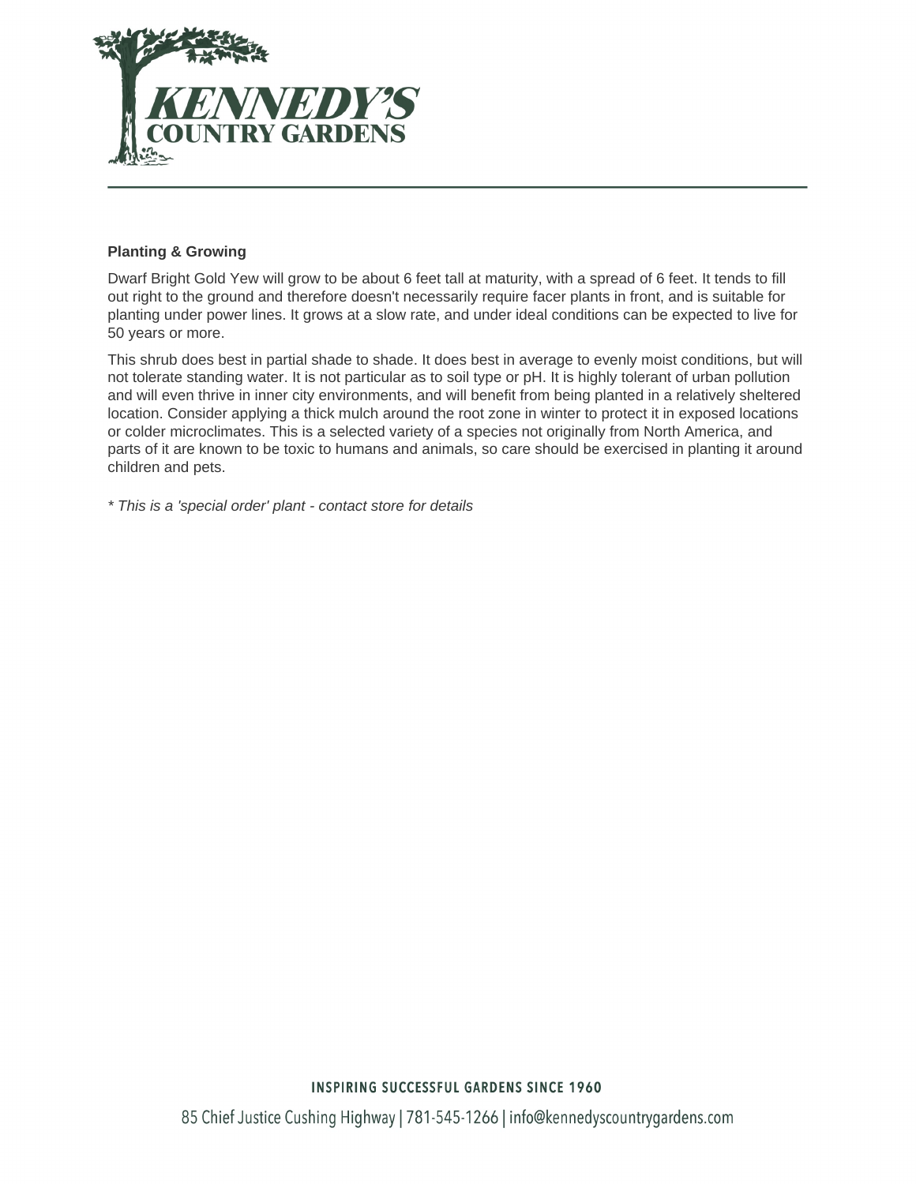**Planting & Growing**

Dwarf Bright Gold Yew will grow to be about 6 feet tall at maturity, with a spread of 6 feet. It tends to fill out right to the ground and therefore doesn't necessarily require facer plants in front, and is suitable for planting under power lines. It grows at a slow rate, and under ideal conditions can be expected to live for 50 years or more.

This shrub does best in partial shade to shade. It does best in average to evenly moist conditions, but will not tolerate standing water. It is not particular as to soil type or pH. It is highly tolerant of urban pollution and will even thrive in inner city environments, and will benefit from being planted in a relatively sheltered location. Consider applying a thick mulch around the root zone in winter to protect it in exposed locations or colder microclimates. This is a selected variety of a species not originally from North America, and parts of it are known to be toxic to humans and animals, so care should be exercised in planting it around children and pets.

*\* This is a 'special order' plant - contact store for details*